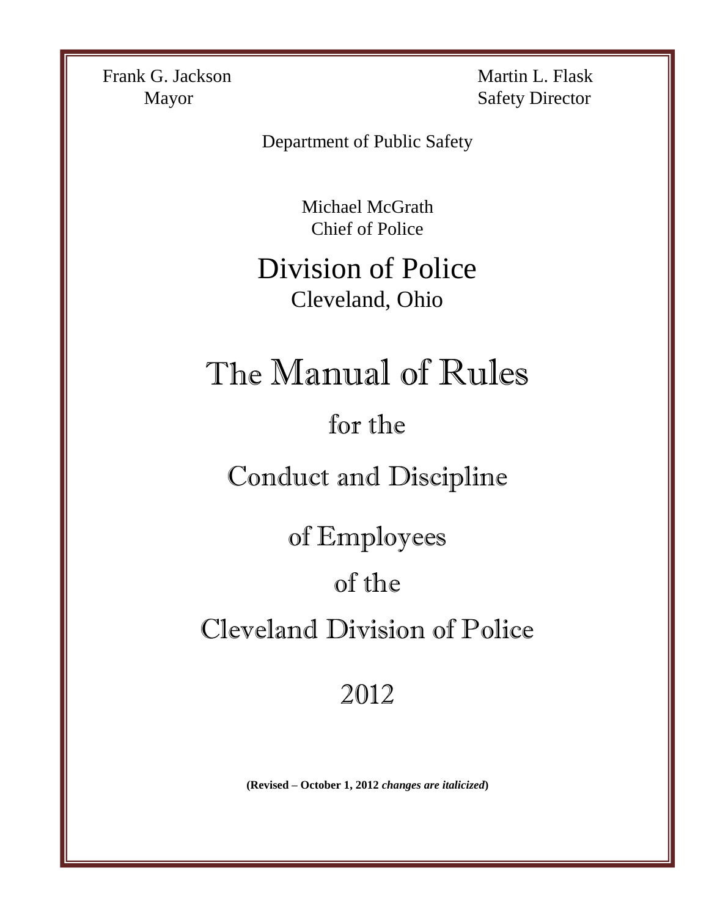Frank G. Jackson
Mayor

Martin L. Flask
Safety Director

Department of Public Safety

Michael McGrath
Chief of Police

# Division of Police

Cleveland, Ohio

# The Manual of Rules

## for the

## Conduct and Discipline

## of Employees

## of the

## Cleveland Division of Police

## 2012

**(Revised – October 1, 2012 *changes are italicized*)**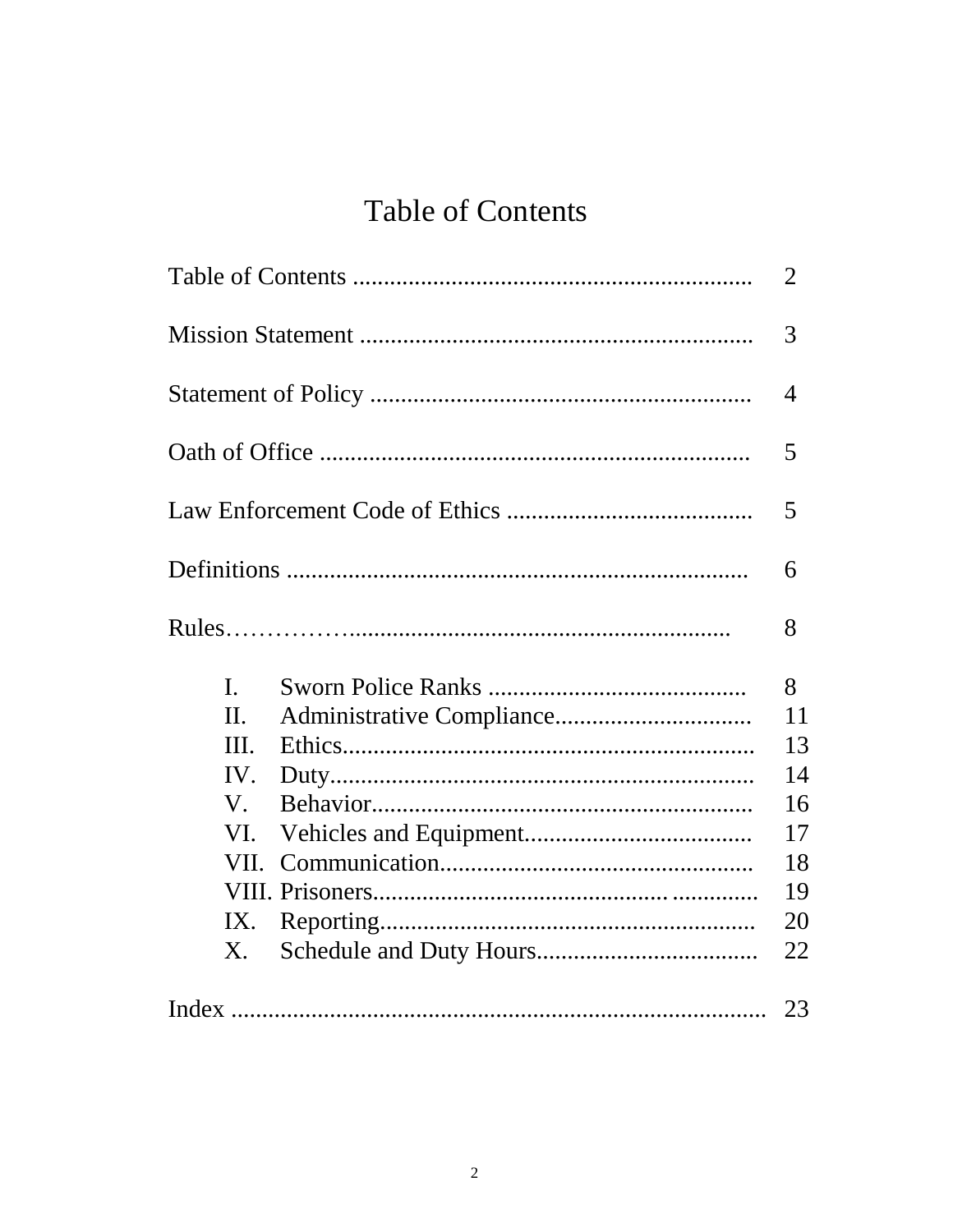# Table of Contents

| | |
|---|---|
| Table of Contents | 2 |
| Mission Statement | 3 |
| Statement of Policy | 4 |
| Oath of Office | 5 |
| Law Enforcement Code of Ethics | 5 |
| Definitions | 6 |
| Rules | 8 |
| I. Sworn Police Ranks | 8 |
| II. Administrative Compliance | 11 |
| III. Ethics | 13 |
| IV. Duty | 14 |
| V. Behavior | 16 |
| VI. Vehicles and Equipment | 17 |
| VII. Communication | 18 |
| VIII. Prisoners | 19 |
| IX. Reporting | 20 |
| X. Schedule and Duty Hours | 22 |
| Index | 23 |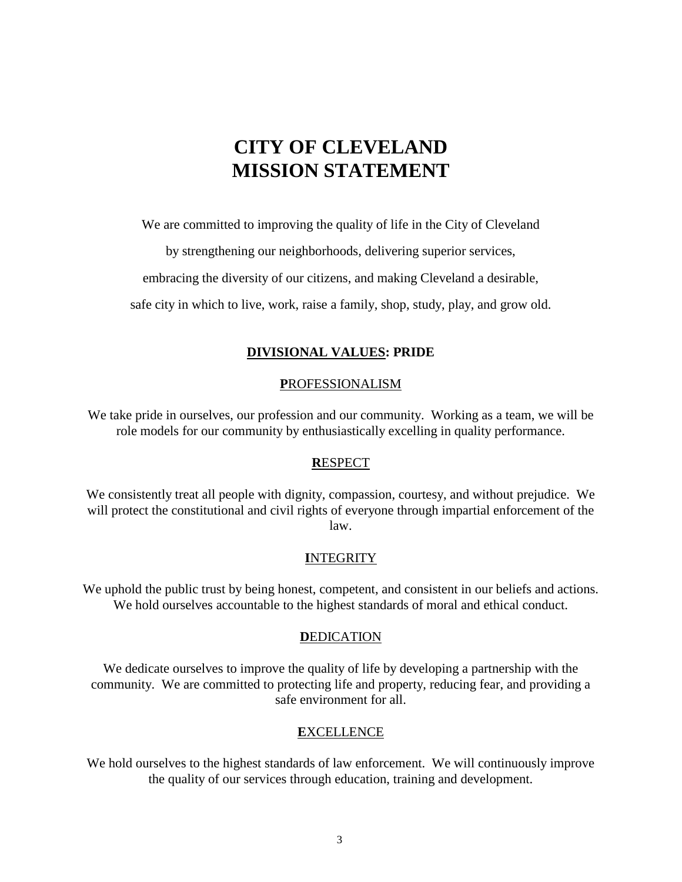# CITY OF CLEVELAND MISSION STATEMENT

We are committed to improving the quality of life in the City of Cleveland by strengthening our neighborhoods, delivering superior services, embracing the diversity of our citizens, and making Cleveland a desirable, safe city in which to live, work, raise a family, shop, study, play, and grow old.

## DIVISIONAL VALUES: PRIDE

### **P**ROFESSIONALISM

We take pride in ourselves, our profession and our community. Working as a team, we will be role models for our community by enthusiastically excelling in quality performance.

### **R**ESPECT

We consistently treat all people with dignity, compassion, courtesy, and without prejudice. We will protect the constitutional and civil rights of everyone through impartial enforcement of the law.

### **I**NTEGRITY

We uphold the public trust by being honest, competent, and consistent in our beliefs and actions. We hold ourselves accountable to the highest standards of moral and ethical conduct.

### **D**EDICATION

We dedicate ourselves to improve the quality of life by developing a partnership with the community. We are committed to protecting life and property, reducing fear, and providing a safe environment for all.

### **E**XCELLENCE

We hold ourselves to the highest standards of law enforcement. We will continuously improve the quality of our services through education, training and development.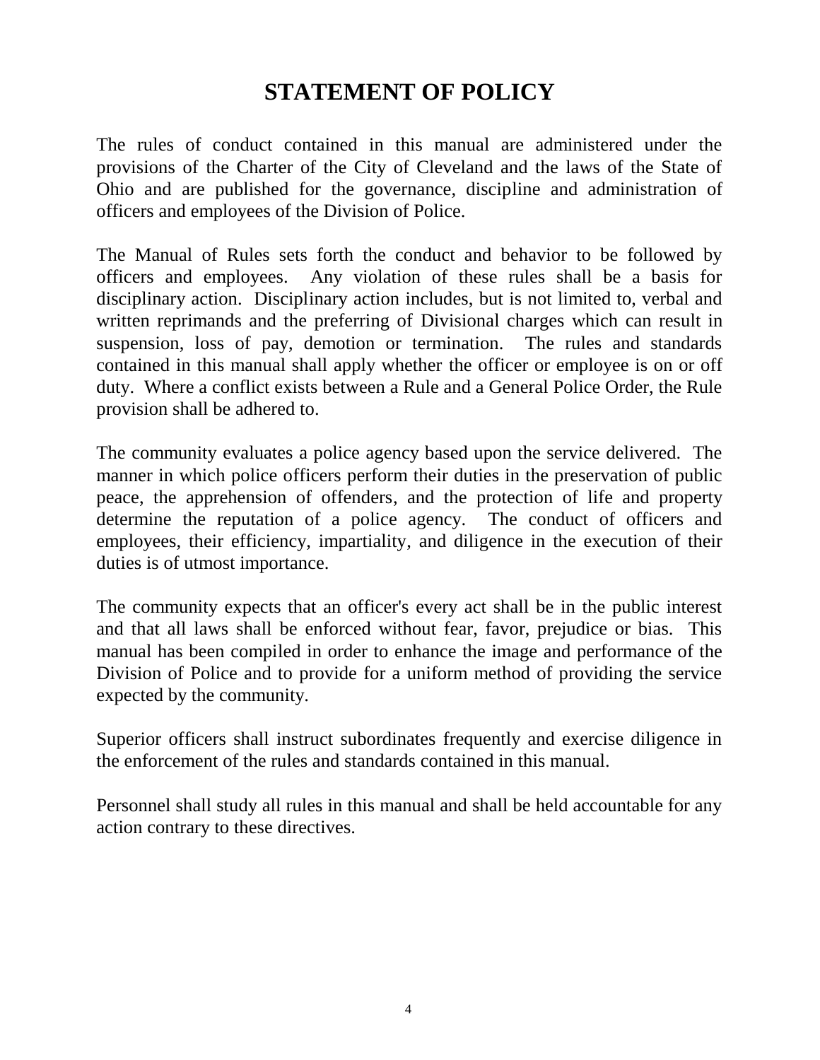# STATEMENT OF POLICY

The rules of conduct contained in this manual are administered under the provisions of the Charter of the City of Cleveland and the laws of the State of Ohio and are published for the governance, discipline and administration of officers and employees of the Division of Police.

The Manual of Rules sets forth the conduct and behavior to be followed by officers and employees. Any violation of these rules shall be a basis for disciplinary action. Disciplinary action includes, but is not limited to, verbal and written reprimands and the preferring of Divisional charges which can result in suspension, loss of pay, demotion or termination. The rules and standards contained in this manual shall apply whether the officer or employee is on or off duty. Where a conflict exists between a Rule and a General Police Order, the Rule provision shall be adhered to.

The community evaluates a police agency based upon the service delivered. The manner in which police officers perform their duties in the preservation of public peace, the apprehension of offenders, and the protection of life and property determine the reputation of a police agency. The conduct of officers and employees, their efficiency, impartiality, and diligence in the execution of their duties is of utmost importance.

The community expects that an officer's every act shall be in the public interest and that all laws shall be enforced without fear, favor, prejudice or bias. This manual has been compiled in order to enhance the image and performance of the Division of Police and to provide for a uniform method of providing the service expected by the community.

Superior officers shall instruct subordinates frequently and exercise diligence in the enforcement of the rules and standards contained in this manual.

Personnel shall study all rules in this manual and shall be held accountable for any action contrary to these directives.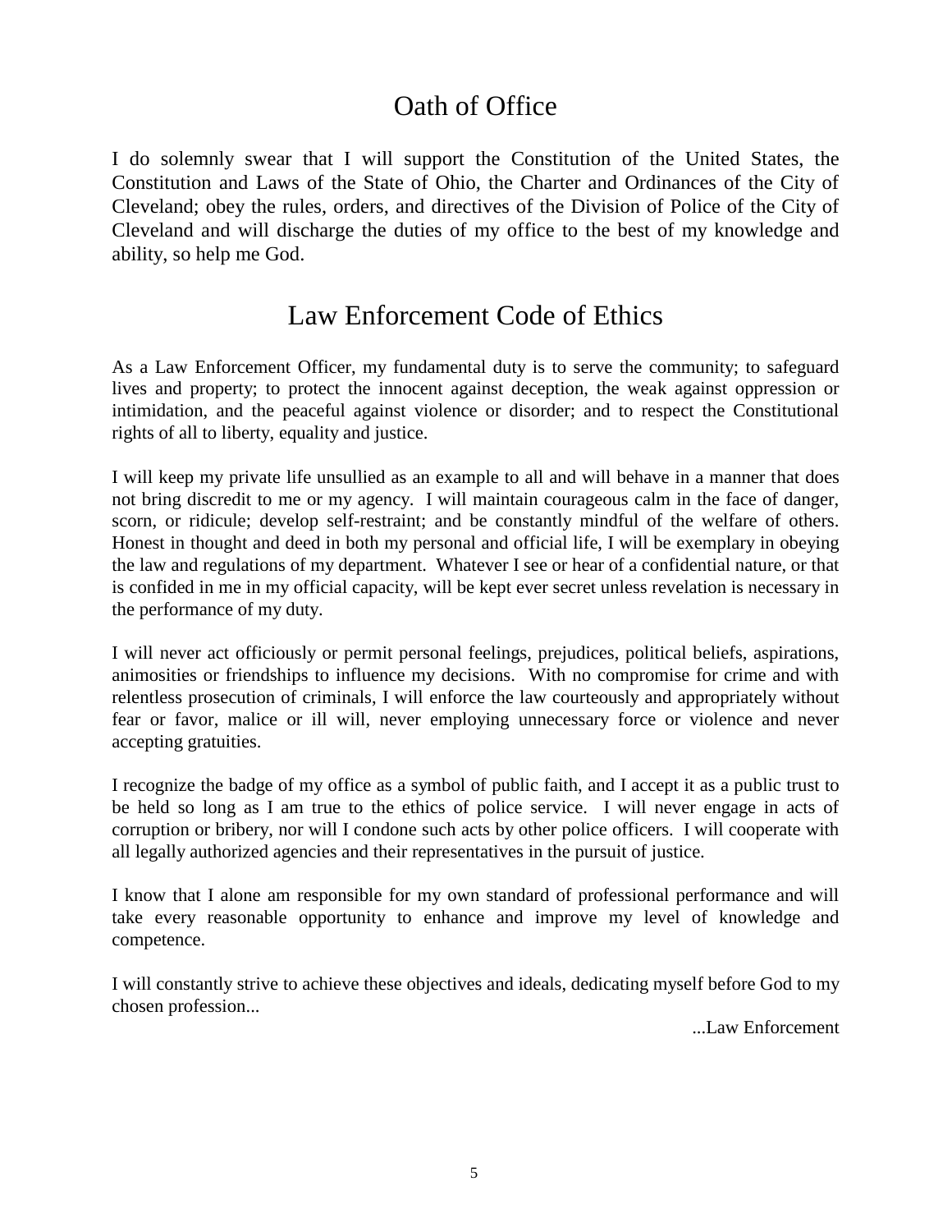# Oath of Office

I do solemnly swear that I will support the Constitution of the United States, the Constitution and Laws of the State of Ohio, the Charter and Ordinances of the City of Cleveland; obey the rules, orders, and directives of the Division of Police of the City of Cleveland and will discharge the duties of my office to the best of my knowledge and ability, so help me God.

# Law Enforcement Code of Ethics

As a Law Enforcement Officer, my fundamental duty is to serve the community; to safeguard lives and property; to protect the innocent against deception, the weak against oppression or intimidation, and the peaceful against violence or disorder; and to respect the Constitutional rights of all to liberty, equality and justice.

I will keep my private life unsullied as an example to all and will behave in a manner that does not bring discredit to me or my agency. I will maintain courageous calm in the face of danger, scorn, or ridicule; develop self-restraint; and be constantly mindful of the welfare of others. Honest in thought and deed in both my personal and official life, I will be exemplary in obeying the law and regulations of my department. Whatever I see or hear of a confidential nature, or that is confided in me in my official capacity, will be kept ever secret unless revelation is necessary in the performance of my duty.

I will never act officiously or permit personal feelings, prejudices, political beliefs, aspirations, animosities or friendships to influence my decisions. With no compromise for crime and with relentless prosecution of criminals, I will enforce the law courteously and appropriately without fear or favor, malice or ill will, never employing unnecessary force or violence and never accepting gratuities.

I recognize the badge of my office as a symbol of public faith, and I accept it as a public trust to be held so long as I am true to the ethics of police service. I will never engage in acts of corruption or bribery, nor will I condone such acts by other police officers. I will cooperate with all legally authorized agencies and their representatives in the pursuit of justice.

I know that I alone am responsible for my own standard of professional performance and will take every reasonable opportunity to enhance and improve my level of knowledge and competence.

I will constantly strive to achieve these objectives and ideals, dedicating myself before God to my chosen profession...

...Law Enforcement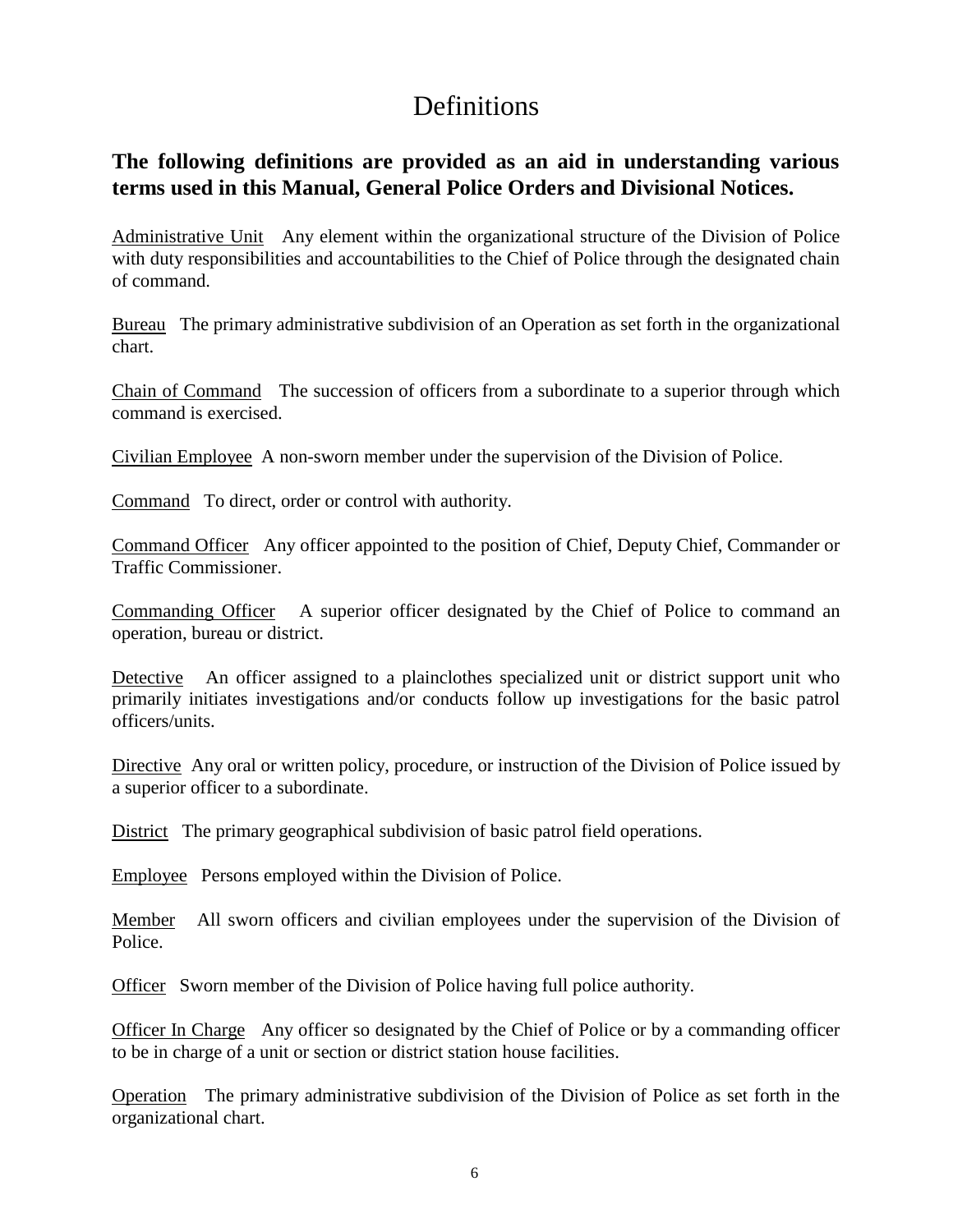# Definitions

**The following definitions are provided as an aid in understanding various terms used in this Manual, General Police Orders and Divisional Notices.**

<u>Administrative Unit</u> Any element within the organizational structure of the Division of Police with duty responsibilities and accountabilities to the Chief of Police through the designated chain of command.

<u>Bureau</u> The primary administrative subdivision of an Operation as set forth in the organizational chart.

<u>Chain of Command</u> The succession of officers from a subordinate to a superior through which command is exercised.

<u>Civilian Employee</u> A non-sworn member under the supervision of the Division of Police.

<u>Command</u> To direct, order or control with authority.

<u>Command Officer</u> Any officer appointed to the position of Chief, Deputy Chief, Commander or Traffic Commissioner.

<u>Commanding Officer</u> A superior officer designated by the Chief of Police to command an operation, bureau or district.

<u>Detective</u> An officer assigned to a plainclothes specialized unit or district support unit who primarily initiates investigations and/or conducts follow up investigations for the basic patrol officers/units.

<u>Directive</u> Any oral or written policy, procedure, or instruction of the Division of Police issued by a superior officer to a subordinate.

<u>District</u> The primary geographical subdivision of basic patrol field operations.

<u>Employee</u> Persons employed within the Division of Police.

<u>Member</u> All sworn officers and civilian employees under the supervision of the Division of Police.

<u>Officer</u> Sworn member of the Division of Police having full police authority.

<u>Officer In Charge</u> Any officer so designated by the Chief of Police or by a commanding officer to be in charge of a unit or section or district station house facilities.

<u>Operation</u> The primary administrative subdivision of the Division of Police as set forth in the organizational chart.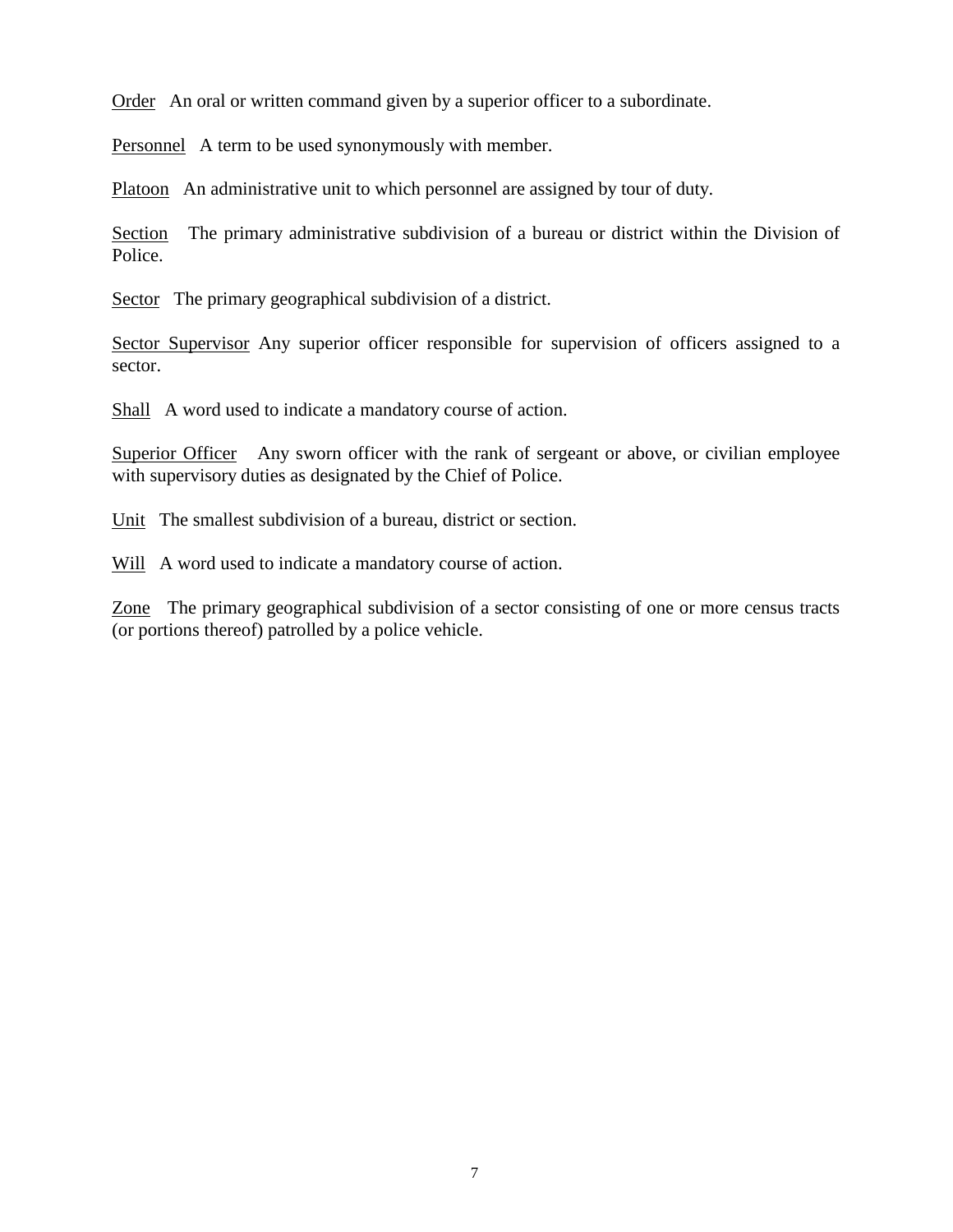<u>Order</u> An oral or written command given by a superior officer to a subordinate.

<u>Personnel</u> A term to be used synonymously with member.

<u>Platoon</u> An administrative unit to which personnel are assigned by tour of duty.

<u>Section</u> The primary administrative subdivision of a bureau or district within the Division of Police.

<u>Sector</u> The primary geographical subdivision of a district.

<u>Sector Supervisor</u> Any superior officer responsible for supervision of officers assigned to a sector.

<u>Shall</u> A word used to indicate a mandatory course of action.

<u>Superior Officer</u> Any sworn officer with the rank of sergeant or above, or civilian employee with supervisory duties as designated by the Chief of Police.

<u>Unit</u> The smallest subdivision of a bureau, district or section.

<u>Will</u> A word used to indicate a mandatory course of action.

<u>Zone</u> The primary geographical subdivision of a sector consisting of one or more census tracts (or portions thereof) patrolled by a police vehicle.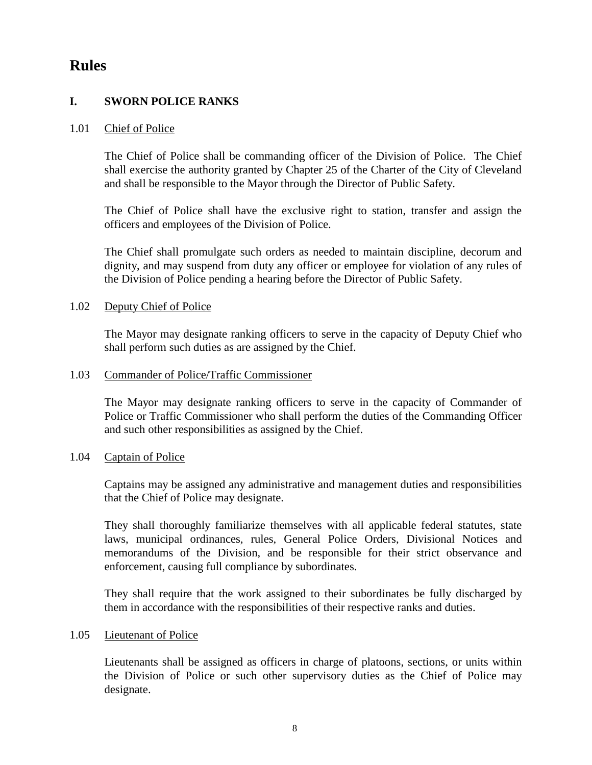# Rules

## I. SWORN POLICE RANKS

### 1.01 Chief of Police

The Chief of Police shall be commanding officer of the Division of Police. The Chief shall exercise the authority granted by Chapter 25 of the Charter of the City of Cleveland and shall be responsible to the Mayor through the Director of Public Safety.

The Chief of Police shall have the exclusive right to station, transfer and assign the officers and employees of the Division of Police.

The Chief shall promulgate such orders as needed to maintain discipline, decorum and dignity, and may suspend from duty any officer or employee for violation of any rules of the Division of Police pending a hearing before the Director of Public Safety.

### 1.02 Deputy Chief of Police

The Mayor may designate ranking officers to serve in the capacity of Deputy Chief who shall perform such duties as are assigned by the Chief.

### 1.03 Commander of Police/Traffic Commissioner

The Mayor may designate ranking officers to serve in the capacity of Commander of Police or Traffic Commissioner who shall perform the duties of the Commanding Officer and such other responsibilities as assigned by the Chief.

### 1.04 Captain of Police

Captains may be assigned any administrative and management duties and responsibilities that the Chief of Police may designate.

They shall thoroughly familiarize themselves with all applicable federal statutes, state laws, municipal ordinances, rules, General Police Orders, Divisional Notices and memorandums of the Division, and be responsible for their strict observance and enforcement, causing full compliance by subordinates.

They shall require that the work assigned to their subordinates be fully discharged by them in accordance with the responsibilities of their respective ranks and duties.

### 1.05 Lieutenant of Police

Lieutenants shall be assigned as officers in charge of platoons, sections, or units within the Division of Police or such other supervisory duties as the Chief of Police may designate.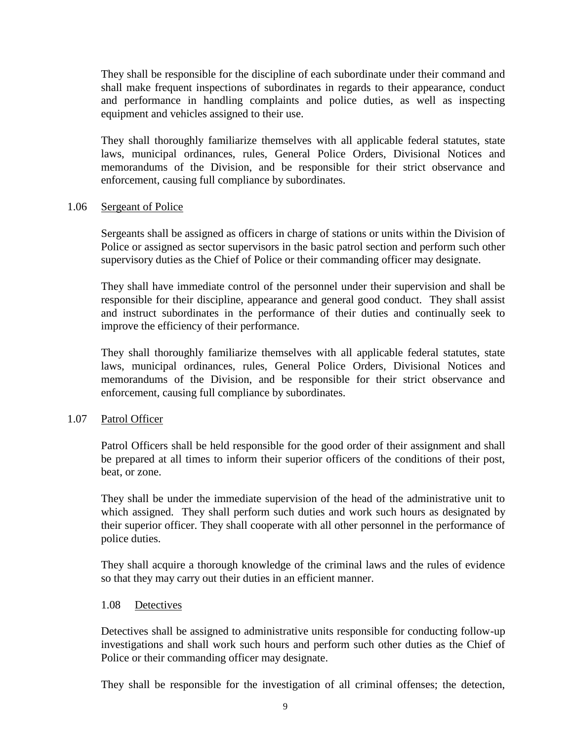They shall be responsible for the discipline of each subordinate under their command and shall make frequent inspections of subordinates in regards to their appearance, conduct and performance in handling complaints and police duties, as well as inspecting equipment and vehicles assigned to their use.

They shall thoroughly familiarize themselves with all applicable federal statutes, state laws, municipal ordinances, rules, General Police Orders, Divisional Notices and memorandums of the Division, and be responsible for their strict observance and enforcement, causing full compliance by subordinates.

1.06 Sergeant of Police

Sergeants shall be assigned as officers in charge of stations or units within the Division of Police or assigned as sector supervisors in the basic patrol section and perform such other supervisory duties as the Chief of Police or their commanding officer may designate.

They shall have immediate control of the personnel under their supervision and shall be responsible for their discipline, appearance and general good conduct. They shall assist and instruct subordinates in the performance of their duties and continually seek to improve the efficiency of their performance.

They shall thoroughly familiarize themselves with all applicable federal statutes, state laws, municipal ordinances, rules, General Police Orders, Divisional Notices and memorandums of the Division, and be responsible for their strict observance and enforcement, causing full compliance by subordinates.

1.07 Patrol Officer

Patrol Officers shall be held responsible for the good order of their assignment and shall be prepared at all times to inform their superior officers of the conditions of their post, beat, or zone.

They shall be under the immediate supervision of the head of the administrative unit to which assigned. They shall perform such duties and work such hours as designated by their superior officer. They shall cooperate with all other personnel in the performance of police duties.

They shall acquire a thorough knowledge of the criminal laws and the rules of evidence so that they may carry out their duties in an efficient manner.

1.08 Detectives

Detectives shall be assigned to administrative units responsible for conducting follow-up investigations and shall work such hours and perform such other duties as the Chief of Police or their commanding officer may designate.

They shall be responsible for the investigation of all criminal offenses; the detection,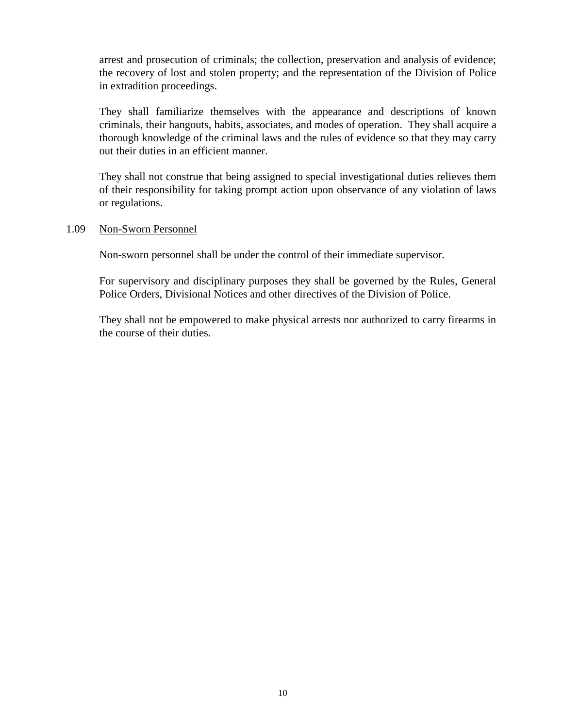arrest and prosecution of criminals; the collection, preservation and analysis of evidence; the recovery of lost and stolen property; and the representation of the Division of Police in extradition proceedings.

They shall familiarize themselves with the appearance and descriptions of known criminals, their hangouts, habits, associates, and modes of operation. They shall acquire a thorough knowledge of the criminal laws and the rules of evidence so that they may carry out their duties in an efficient manner.

They shall not construe that being assigned to special investigational duties relieves them of their responsibility for taking prompt action upon observance of any violation of laws or regulations.

### 1.09 Non-Sworn Personnel

Non-sworn personnel shall be under the control of their immediate supervisor.

For supervisory and disciplinary purposes they shall be governed by the Rules, General Police Orders, Divisional Notices and other directives of the Division of Police.

They shall not be empowered to make physical arrests nor authorized to carry firearms in the course of their duties.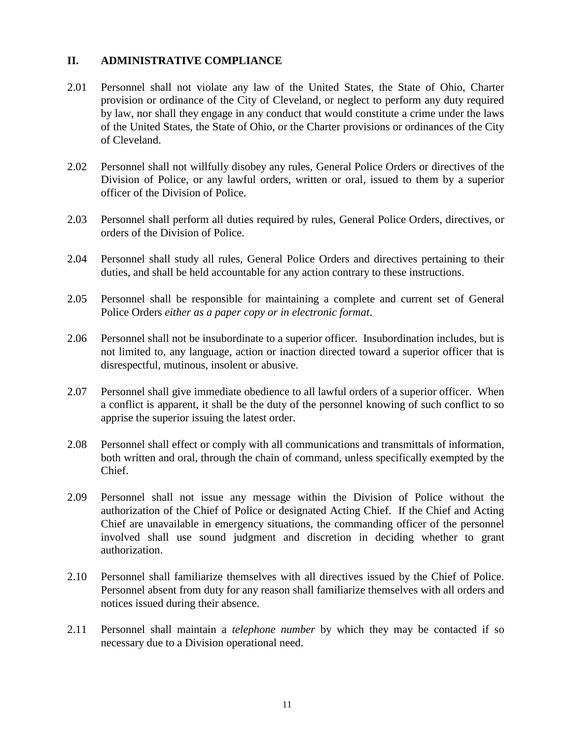## II. ADMINISTRATIVE COMPLIANCE

2.01 Personnel shall not violate any law of the United States, the State of Ohio, Charter provision or ordinance of the City of Cleveland, or neglect to perform any duty required by law, nor shall they engage in any conduct that would constitute a crime under the laws of the United States, the State of Ohio, or the Charter provisions or ordinances of the City of Cleveland.

2.02 Personnel shall not willfully disobey any rules, General Police Orders or directives of the Division of Police, or any lawful orders, written or oral, issued to them by a superior officer of the Division of Police.

2.03 Personnel shall perform all duties required by rules, General Police Orders, directives, or orders of the Division of Police.

2.04 Personnel shall study all rules, General Police Orders and directives pertaining to their duties, and shall be held accountable for any action contrary to these instructions.

2.05 Personnel shall be responsible for maintaining a complete and current set of General Police Orders *either as a paper copy or in electronic format*.

2.06 Personnel shall not be insubordinate to a superior officer. Insubordination includes, but is not limited to, any language, action or inaction directed toward a superior officer that is disrespectful, mutinous, insolent or abusive.

2.07 Personnel shall give immediate obedience to all lawful orders of a superior officer. When a conflict is apparent, it shall be the duty of the personnel knowing of such conflict to so apprise the superior issuing the latest order.

2.08 Personnel shall effect or comply with all communications and transmittals of information, both written and oral, through the chain of command, unless specifically exempted by the Chief.

2.09 Personnel shall not issue any message within the Division of Police without the authorization of the Chief of Police or designated Acting Chief. If the Chief and Acting Chief are unavailable in emergency situations, the commanding officer of the personnel involved shall use sound judgment and discretion in deciding whether to grant authorization.

2.10 Personnel shall familiarize themselves with all directives issued by the Chief of Police. Personnel absent from duty for any reason shall familiarize themselves with all orders and notices issued during their absence.

2.11 Personnel shall maintain a *telephone number* by which they may be contacted if so necessary due to a Division operational need.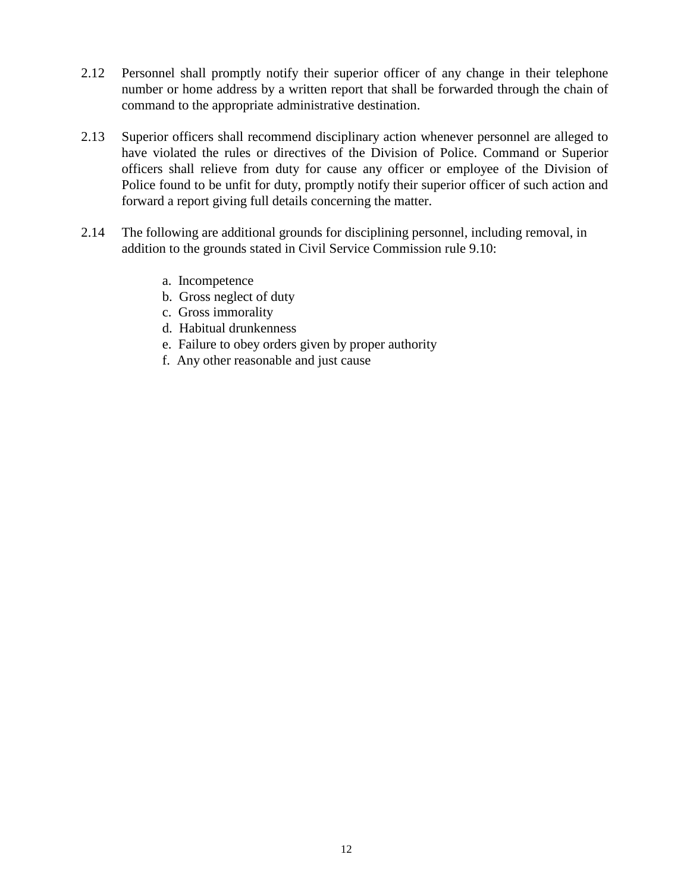2.12 Personnel shall promptly notify their superior officer of any change in their telephone number or home address by a written report that shall be forwarded through the chain of command to the appropriate administrative destination.

2.13 Superior officers shall recommend disciplinary action whenever personnel are alleged to have violated the rules or directives of the Division of Police. Command or Superior officers shall relieve from duty for cause any officer or employee of the Division of Police found to be unfit for duty, promptly notify their superior officer of such action and forward a report giving full details concerning the matter.

2.14 The following are additional grounds for disciplining personnel, including removal, in addition to the grounds stated in Civil Service Commission rule 9.10:

a. Incompetence
b. Gross neglect of duty
c. Gross immorality
d. Habitual drunkenness
e. Failure to obey orders given by proper authority
f. Any other reasonable and just cause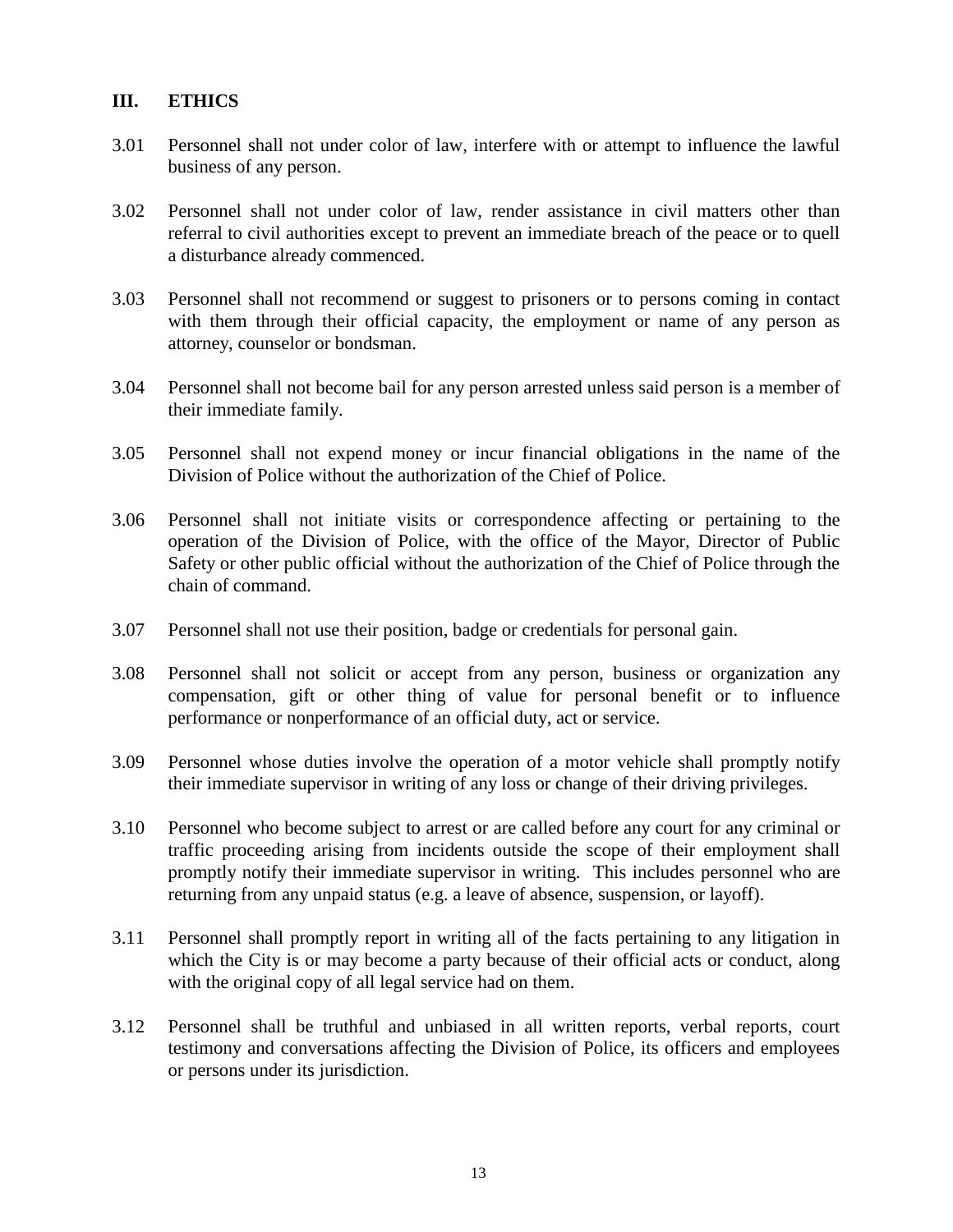## III. ETHICS

3.01 Personnel shall not under color of law, interfere with or attempt to influence the lawful business of any person.

3.02 Personnel shall not under color of law, render assistance in civil matters other than referral to civil authorities except to prevent an immediate breach of the peace or to quell a disturbance already commenced.

3.03 Personnel shall not recommend or suggest to prisoners or to persons coming in contact with them through their official capacity, the employment or name of any person as attorney, counselor or bondsman.

3.04 Personnel shall not become bail for any person arrested unless said person is a member of their immediate family.

3.05 Personnel shall not expend money or incur financial obligations in the name of the Division of Police without the authorization of the Chief of Police.

3.06 Personnel shall not initiate visits or correspondence affecting or pertaining to the operation of the Division of Police, with the office of the Mayor, Director of Public Safety or other public official without the authorization of the Chief of Police through the chain of command.

3.07 Personnel shall not use their position, badge or credentials for personal gain.

3.08 Personnel shall not solicit or accept from any person, business or organization any compensation, gift or other thing of value for personal benefit or to influence performance or nonperformance of an official duty, act or service.

3.09 Personnel whose duties involve the operation of a motor vehicle shall promptly notify their immediate supervisor in writing of any loss or change of their driving privileges.

3.10 Personnel who become subject to arrest or are called before any court for any criminal or traffic proceeding arising from incidents outside the scope of their employment shall promptly notify their immediate supervisor in writing. This includes personnel who are returning from any unpaid status (e.g. a leave of absence, suspension, or layoff).

3.11 Personnel shall promptly report in writing all of the facts pertaining to any litigation in which the City is or may become a party because of their official acts or conduct, along with the original copy of all legal service had on them.

3.12 Personnel shall be truthful and unbiased in all written reports, verbal reports, court testimony and conversations affecting the Division of Police, its officers and employees or persons under its jurisdiction.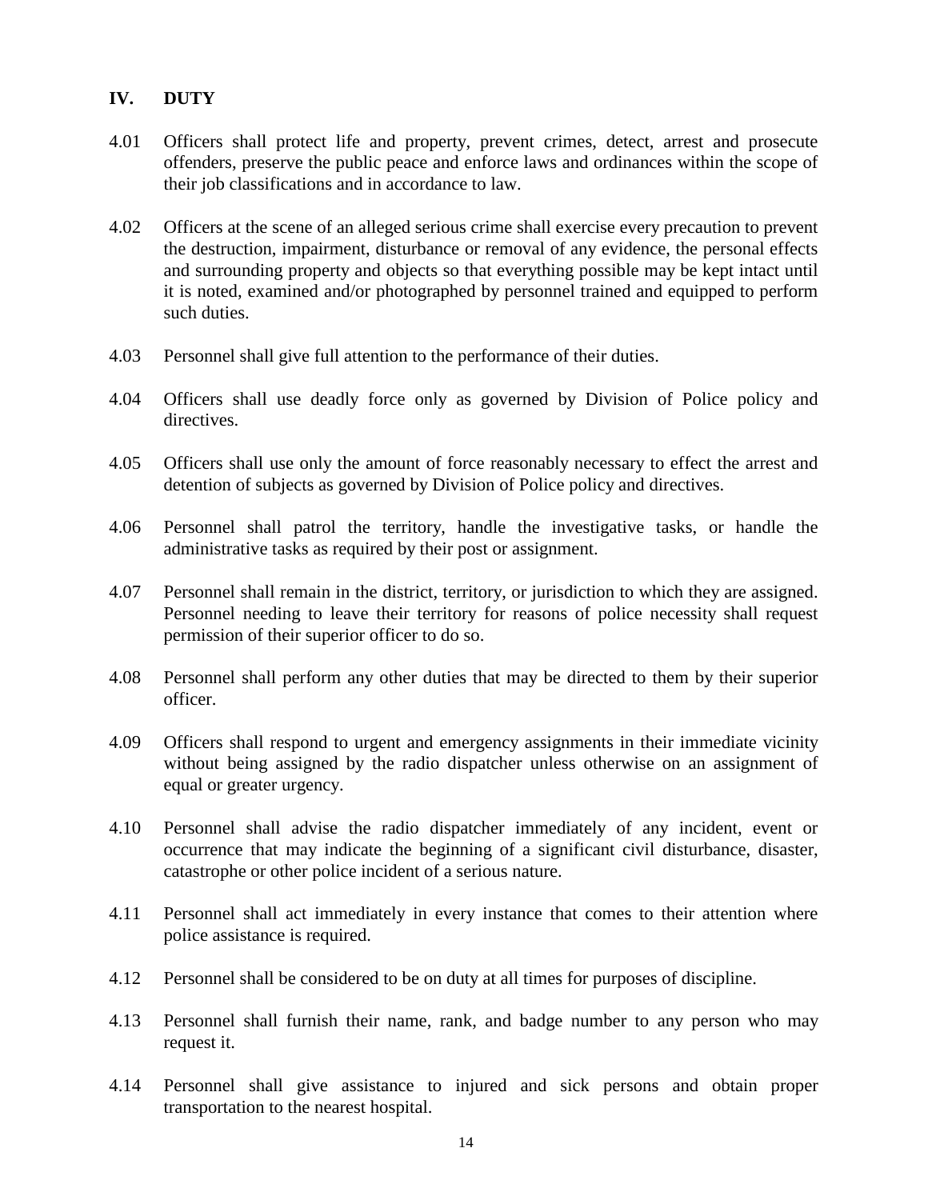## IV. DUTY

4.01 Officers shall protect life and property, prevent crimes, detect, arrest and prosecute offenders, preserve the public peace and enforce laws and ordinances within the scope of their job classifications and in accordance to law.

4.02 Officers at the scene of an alleged serious crime shall exercise every precaution to prevent the destruction, impairment, disturbance or removal of any evidence, the personal effects and surrounding property and objects so that everything possible may be kept intact until it is noted, examined and/or photographed by personnel trained and equipped to perform such duties.

4.03 Personnel shall give full attention to the performance of their duties.

4.04 Officers shall use deadly force only as governed by Division of Police policy and directives.

4.05 Officers shall use only the amount of force reasonably necessary to effect the arrest and detention of subjects as governed by Division of Police policy and directives.

4.06 Personnel shall patrol the territory, handle the investigative tasks, or handle the administrative tasks as required by their post or assignment.

4.07 Personnel shall remain in the district, territory, or jurisdiction to which they are assigned. Personnel needing to leave their territory for reasons of police necessity shall request permission of their superior officer to do so.

4.08 Personnel shall perform any other duties that may be directed to them by their superior officer.

4.09 Officers shall respond to urgent and emergency assignments in their immediate vicinity without being assigned by the radio dispatcher unless otherwise on an assignment of equal or greater urgency.

4.10 Personnel shall advise the radio dispatcher immediately of any incident, event or occurrence that may indicate the beginning of a significant civil disturbance, disaster, catastrophe or other police incident of a serious nature.

4.11 Personnel shall act immediately in every instance that comes to their attention where police assistance is required.

4.12 Personnel shall be considered to be on duty at all times for purposes of discipline.

4.13 Personnel shall furnish their name, rank, and badge number to any person who may request it.

4.14 Personnel shall give assistance to injured and sick persons and obtain proper transportation to the nearest hospital.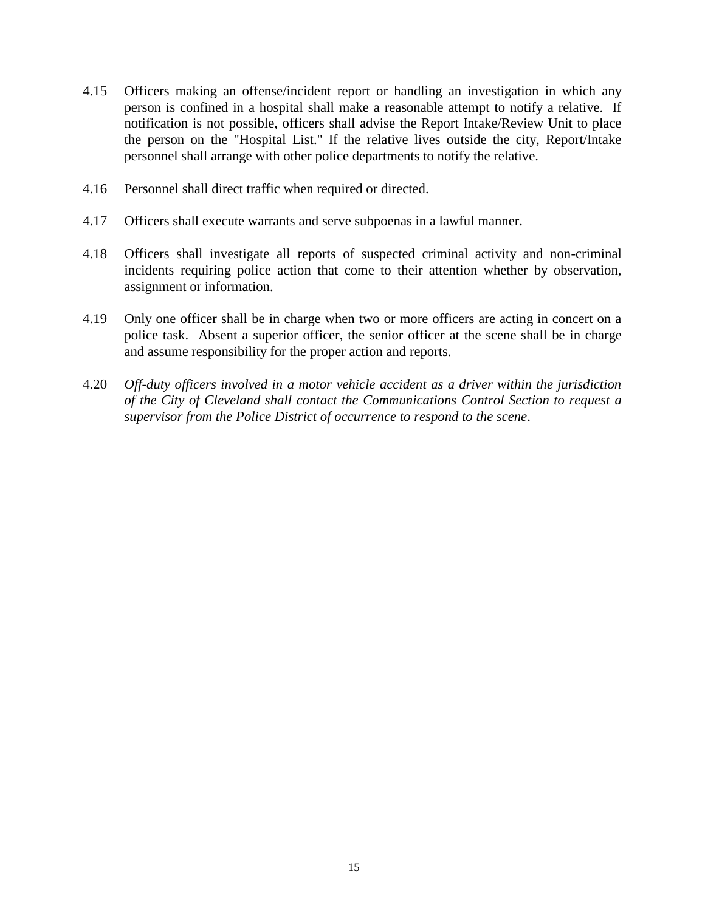4.15 Officers making an offense/incident report or handling an investigation in which any person is confined in a hospital shall make a reasonable attempt to notify a relative. If notification is not possible, officers shall advise the Report Intake/Review Unit to place the person on the "Hospital List." If the relative lives outside the city, Report/Intake personnel shall arrange with other police departments to notify the relative.

4.16 Personnel shall direct traffic when required or directed.

4.17 Officers shall execute warrants and serve subpoenas in a lawful manner.

4.18 Officers shall investigate all reports of suspected criminal activity and non-criminal incidents requiring police action that come to their attention whether by observation, assignment or information.

4.19 Only one officer shall be in charge when two or more officers are acting in concert on a police task. Absent a superior officer, the senior officer at the scene shall be in charge and assume responsibility for the proper action and reports.

4.20 *Off-duty officers involved in a motor vehicle accident as a driver within the jurisdiction of the City of Cleveland shall contact the Communications Control Section to request a supervisor from the Police District of occurrence to respond to the scene*.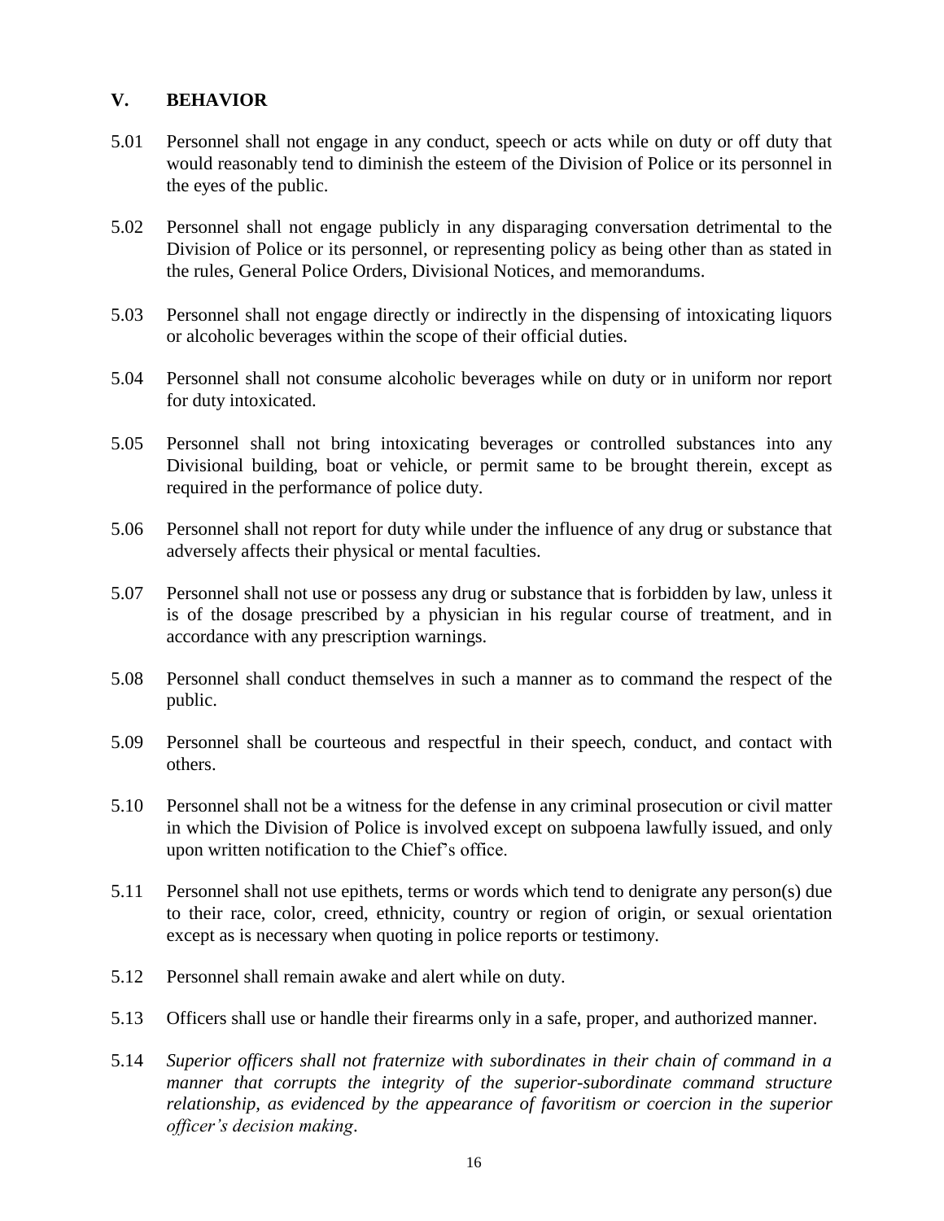## V. BEHAVIOR

5.01 Personnel shall not engage in any conduct, speech or acts while on duty or off duty that would reasonably tend to diminish the esteem of the Division of Police or its personnel in the eyes of the public.

5.02 Personnel shall not engage publicly in any disparaging conversation detrimental to the Division of Police or its personnel, or representing policy as being other than as stated in the rules, General Police Orders, Divisional Notices, and memorandums.

5.03 Personnel shall not engage directly or indirectly in the dispensing of intoxicating liquors or alcoholic beverages within the scope of their official duties.

5.04 Personnel shall not consume alcoholic beverages while on duty or in uniform nor report for duty intoxicated.

5.05 Personnel shall not bring intoxicating beverages or controlled substances into any Divisional building, boat or vehicle, or permit same to be brought therein, except as required in the performance of police duty.

5.06 Personnel shall not report for duty while under the influence of any drug or substance that adversely affects their physical or mental faculties.

5.07 Personnel shall not use or possess any drug or substance that is forbidden by law, unless it is of the dosage prescribed by a physician in his regular course of treatment, and in accordance with any prescription warnings.

5.08 Personnel shall conduct themselves in such a manner as to command the respect of the public.

5.09 Personnel shall be courteous and respectful in their speech, conduct, and contact with others.

5.10 Personnel shall not be a witness for the defense in any criminal prosecution or civil matter in which the Division of Police is involved except on subpoena lawfully issued, and only upon written notification to the Chief's office.

5.11 Personnel shall not use epithets, terms or words which tend to denigrate any person(s) due to their race, color, creed, ethnicity, country or region of origin, or sexual orientation except as is necessary when quoting in police reports or testimony.

5.12 Personnel shall remain awake and alert while on duty.

5.13 Officers shall use or handle their firearms only in a safe, proper, and authorized manner.

5.14 *Superior officers shall not fraternize with subordinates in their chain of command in a manner that corrupts the integrity of the superior-subordinate command structure relationship, as evidenced by the appearance of favoritism or coercion in the superior officer's decision making*.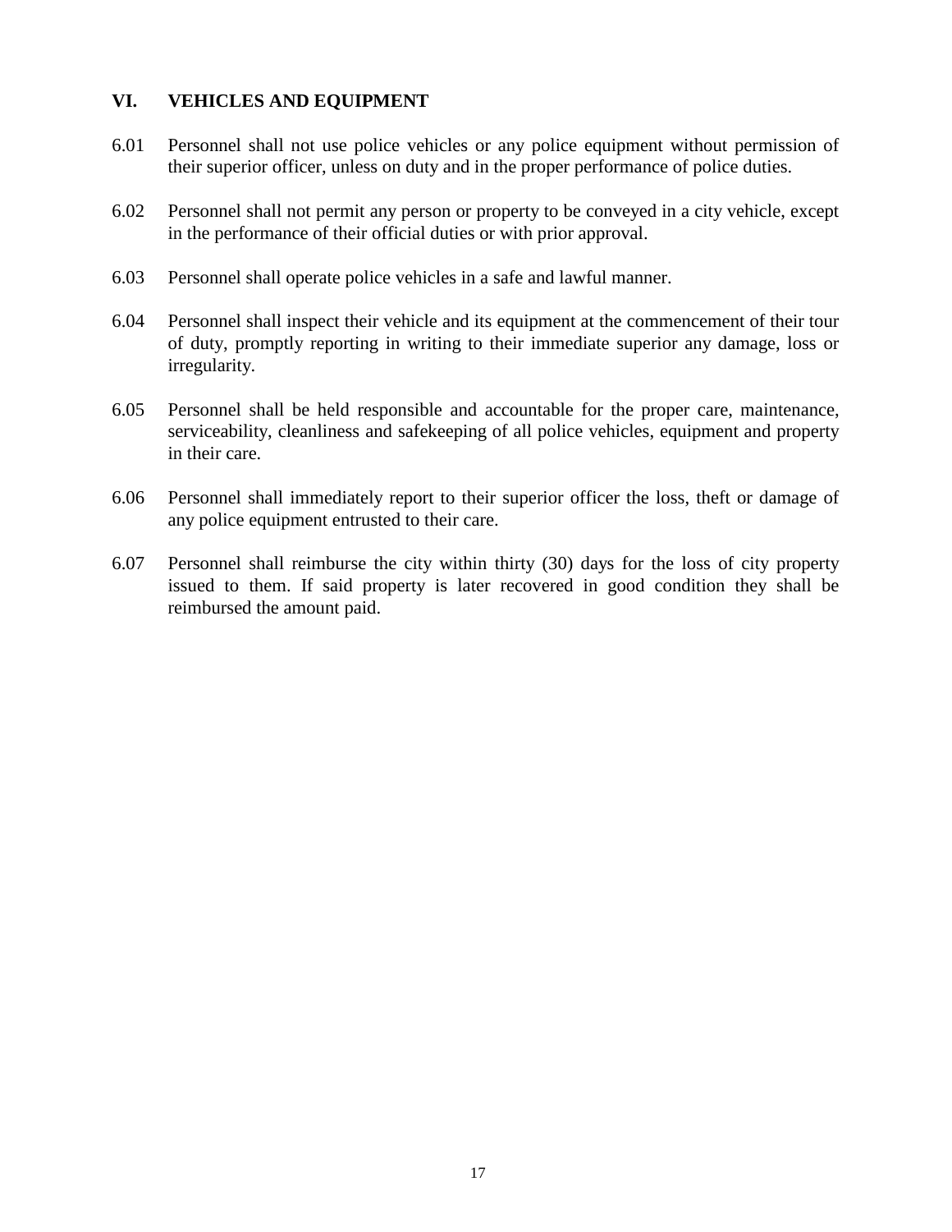## VI. VEHICLES AND EQUIPMENT

6.01 Personnel shall not use police vehicles or any police equipment without permission of their superior officer, unless on duty and in the proper performance of police duties.

6.02 Personnel shall not permit any person or property to be conveyed in a city vehicle, except in the performance of their official duties or with prior approval.

6.03 Personnel shall operate police vehicles in a safe and lawful manner.

6.04 Personnel shall inspect their vehicle and its equipment at the commencement of their tour of duty, promptly reporting in writing to their immediate superior any damage, loss or irregularity.

6.05 Personnel shall be held responsible and accountable for the proper care, maintenance, serviceability, cleanliness and safekeeping of all police vehicles, equipment and property in their care.

6.06 Personnel shall immediately report to their superior officer the loss, theft or damage of any police equipment entrusted to their care.

6.07 Personnel shall reimburse the city within thirty (30) days for the loss of city property issued to them. If said property is later recovered in good condition they shall be reimbursed the amount paid.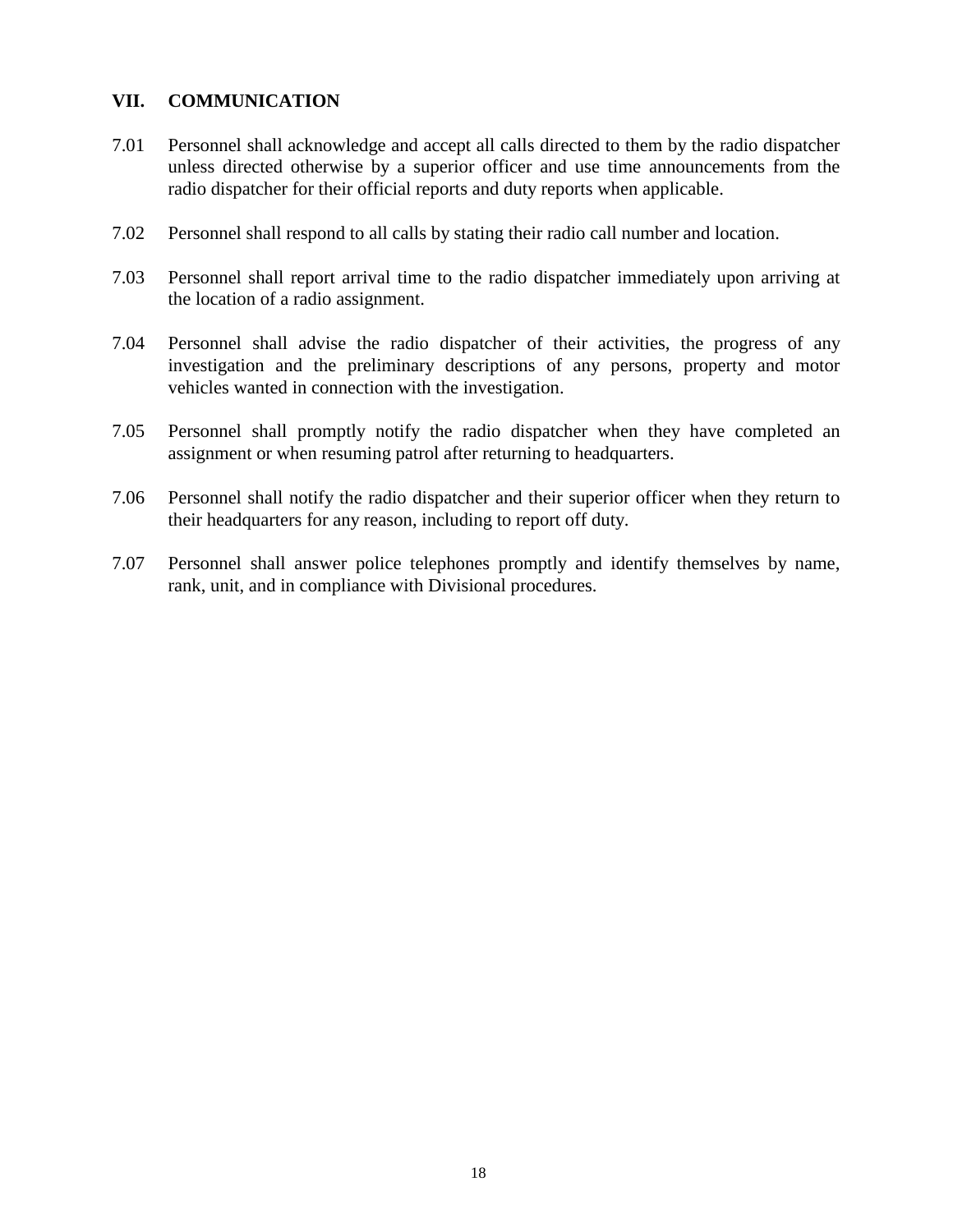## VII. COMMUNICATION

7.01 Personnel shall acknowledge and accept all calls directed to them by the radio dispatcher unless directed otherwise by a superior officer and use time announcements from the radio dispatcher for their official reports and duty reports when applicable.

7.02 Personnel shall respond to all calls by stating their radio call number and location.

7.03 Personnel shall report arrival time to the radio dispatcher immediately upon arriving at the location of a radio assignment.

7.04 Personnel shall advise the radio dispatcher of their activities, the progress of any investigation and the preliminary descriptions of any persons, property and motor vehicles wanted in connection with the investigation.

7.05 Personnel shall promptly notify the radio dispatcher when they have completed an assignment or when resuming patrol after returning to headquarters.

7.06 Personnel shall notify the radio dispatcher and their superior officer when they return to their headquarters for any reason, including to report off duty.

7.07 Personnel shall answer police telephones promptly and identify themselves by name, rank, unit, and in compliance with Divisional procedures.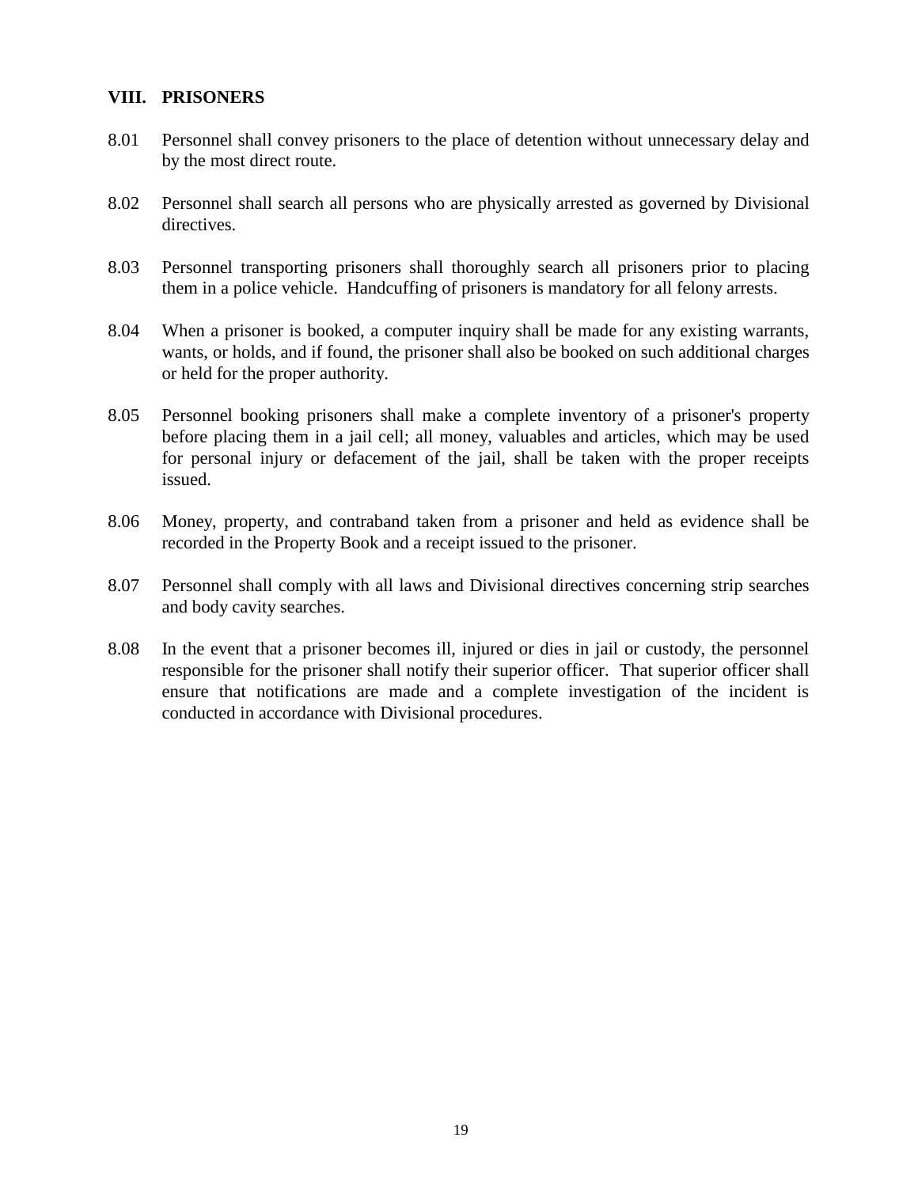## VIII. PRISONERS

8.01 Personnel shall convey prisoners to the place of detention without unnecessary delay and by the most direct route.

8.02 Personnel shall search all persons who are physically arrested as governed by Divisional directives.

8.03 Personnel transporting prisoners shall thoroughly search all prisoners prior to placing them in a police vehicle. Handcuffing of prisoners is mandatory for all felony arrests.

8.04 When a prisoner is booked, a computer inquiry shall be made for any existing warrants, wants, or holds, and if found, the prisoner shall also be booked on such additional charges or held for the proper authority.

8.05 Personnel booking prisoners shall make a complete inventory of a prisoner's property before placing them in a jail cell; all money, valuables and articles, which may be used for personal injury or defacement of the jail, shall be taken with the proper receipts issued.

8.06 Money, property, and contraband taken from a prisoner and held as evidence shall be recorded in the Property Book and a receipt issued to the prisoner.

8.07 Personnel shall comply with all laws and Divisional directives concerning strip searches and body cavity searches.

8.08 In the event that a prisoner becomes ill, injured or dies in jail or custody, the personnel responsible for the prisoner shall notify their superior officer. That superior officer shall ensure that notifications are made and a complete investigation of the incident is conducted in accordance with Divisional procedures.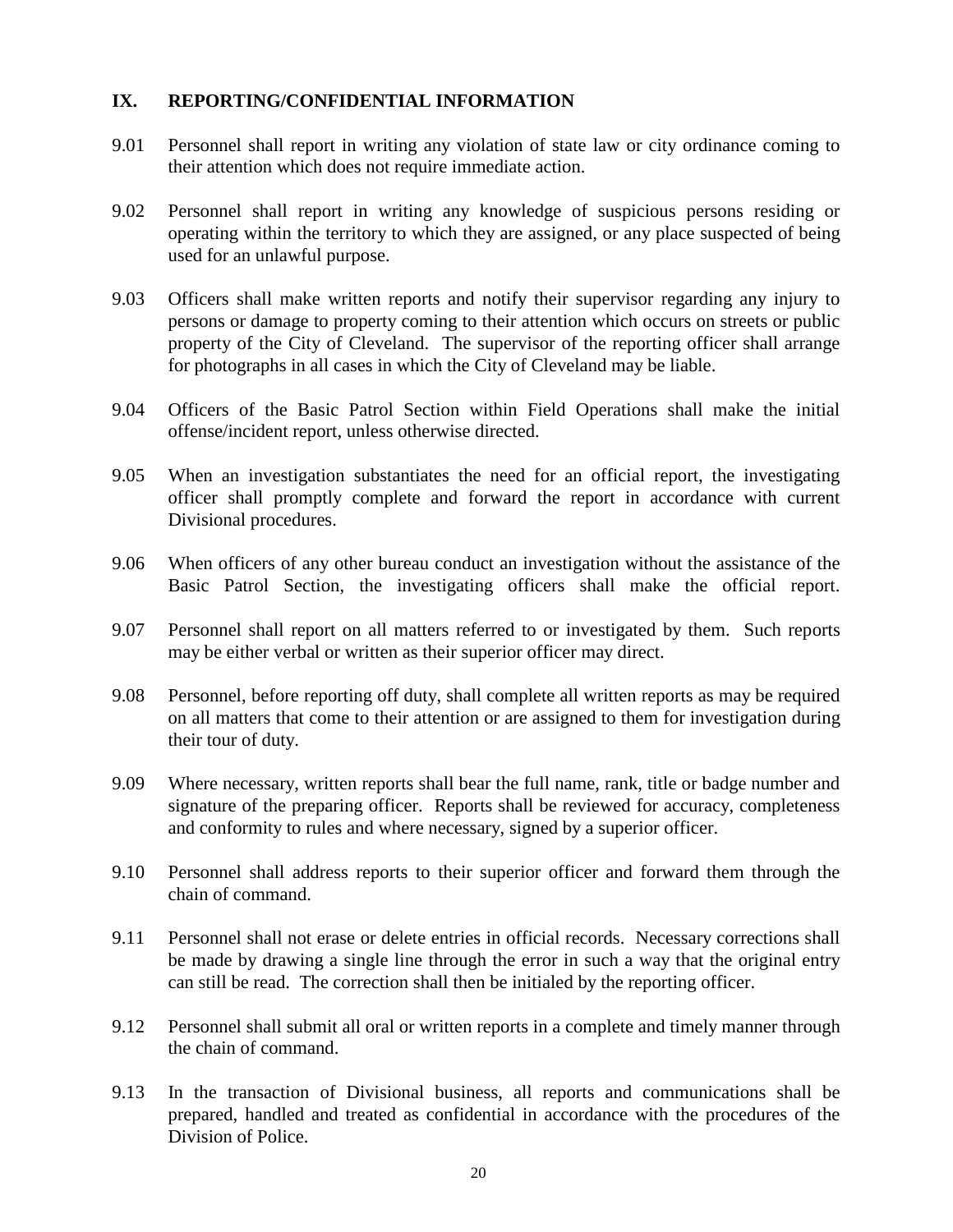## IX. REPORTING/CONFIDENTIAL INFORMATION

9.01 Personnel shall report in writing any violation of state law or city ordinance coming to their attention which does not require immediate action.

9.02 Personnel shall report in writing any knowledge of suspicious persons residing or operating within the territory to which they are assigned, or any place suspected of being used for an unlawful purpose.

9.03 Officers shall make written reports and notify their supervisor regarding any injury to persons or damage to property coming to their attention which occurs on streets or public property of the City of Cleveland. The supervisor of the reporting officer shall arrange for photographs in all cases in which the City of Cleveland may be liable.

9.04 Officers of the Basic Patrol Section within Field Operations shall make the initial offense/incident report, unless otherwise directed.

9.05 When an investigation substantiates the need for an official report, the investigating officer shall promptly complete and forward the report in accordance with current Divisional procedures.

9.06 When officers of any other bureau conduct an investigation without the assistance of the Basic Patrol Section, the investigating officers shall make the official report.

9.07 Personnel shall report on all matters referred to or investigated by them. Such reports may be either verbal or written as their superior officer may direct.

9.08 Personnel, before reporting off duty, shall complete all written reports as may be required on all matters that come to their attention or are assigned to them for investigation during their tour of duty.

9.09 Where necessary, written reports shall bear the full name, rank, title or badge number and signature of the preparing officer. Reports shall be reviewed for accuracy, completeness and conformity to rules and where necessary, signed by a superior officer.

9.10 Personnel shall address reports to their superior officer and forward them through the chain of command.

9.11 Personnel shall not erase or delete entries in official records. Necessary corrections shall be made by drawing a single line through the error in such a way that the original entry can still be read. The correction shall then be initialed by the reporting officer.

9.12 Personnel shall submit all oral or written reports in a complete and timely manner through the chain of command.

9.13 In the transaction of Divisional business, all reports and communications shall be prepared, handled and treated as confidential in accordance with the procedures of the Division of Police.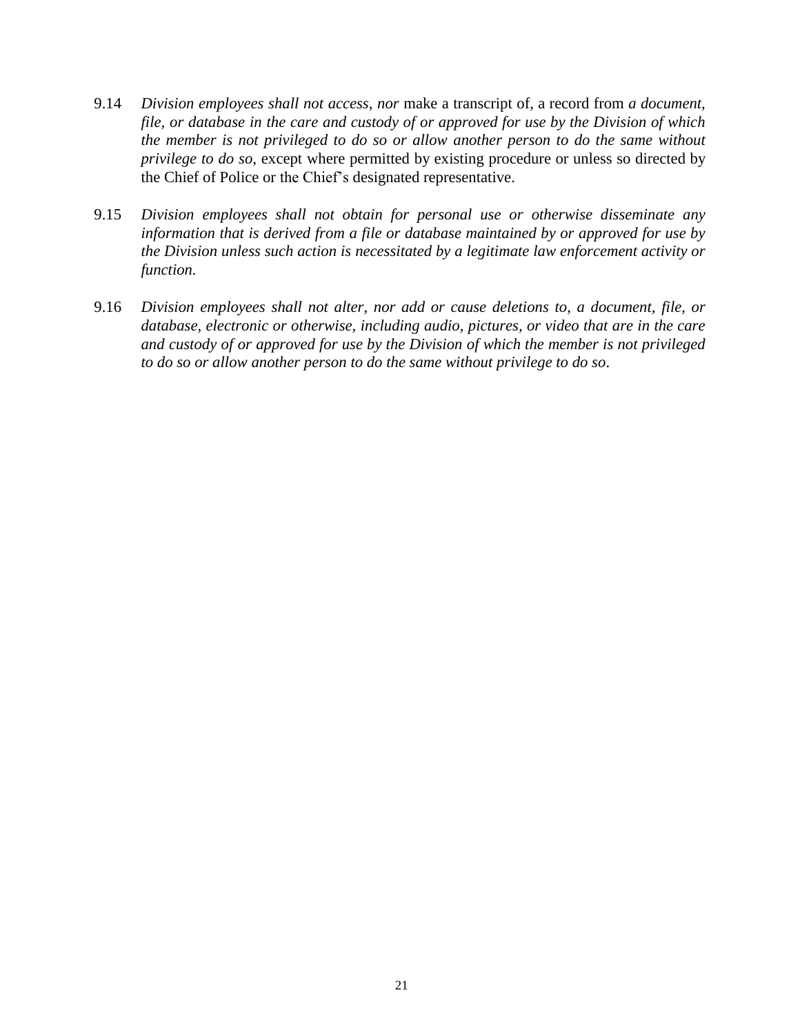9.14 *Division employees shall not access, nor* make a transcript of, a record from *a document, file, or database in the care and custody of or approved for use by the Division of which the member is not privileged to do so or allow another person to do the same without privilege to do so*, except where permitted by existing procedure or unless so directed by the Chief of Police or the Chief's designated representative.

9.15 *Division employees shall not obtain for personal use or otherwise disseminate any information that is derived from a file or database maintained by or approved for use by the Division unless such action is necessitated by a legitimate law enforcement activity or function.*

9.16 *Division employees shall not alter, nor add or cause deletions to, a document, file, or database, electronic or otherwise, including audio, pictures, or video that are in the care and custody of or approved for use by the Division of which the member is not privileged to do so or allow another person to do the same without privilege to do so*.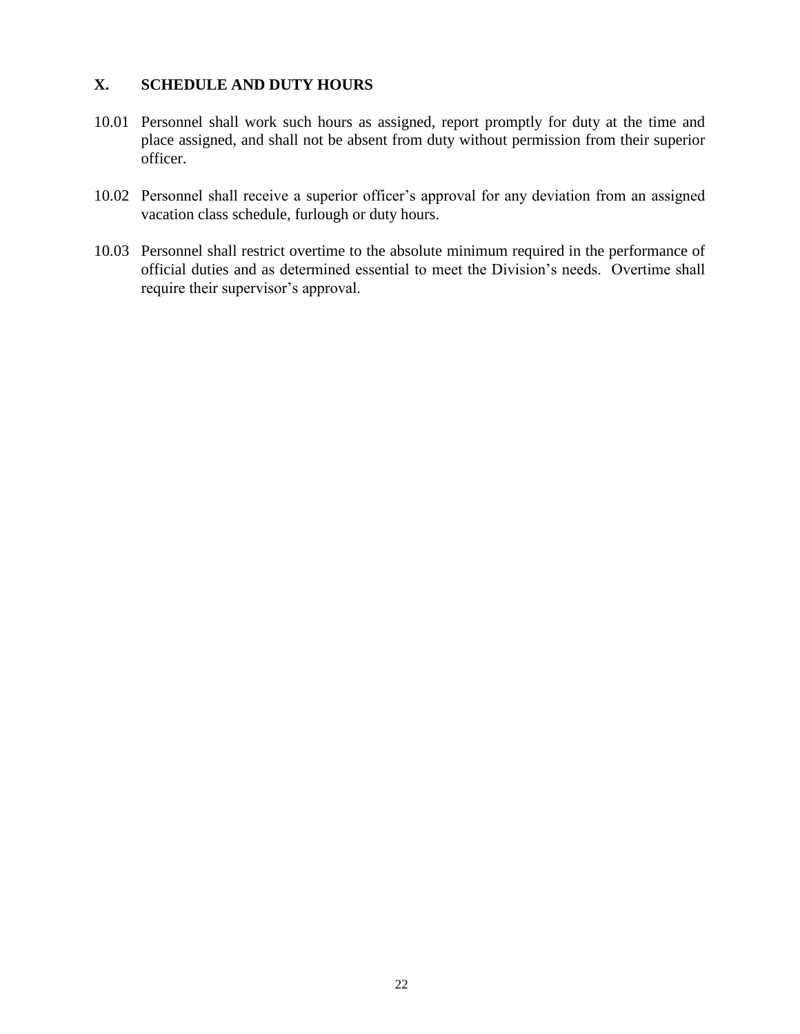## X. SCHEDULE AND DUTY HOURS

10.01 Personnel shall work such hours as assigned, report promptly for duty at the time and place assigned, and shall not be absent from duty without permission from their superior officer.

10.02 Personnel shall receive a superior officer's approval for any deviation from an assigned vacation class schedule, furlough or duty hours.

10.03 Personnel shall restrict overtime to the absolute minimum required in the performance of official duties and as determined essential to meet the Division's needs. Overtime shall require their supervisor's approval.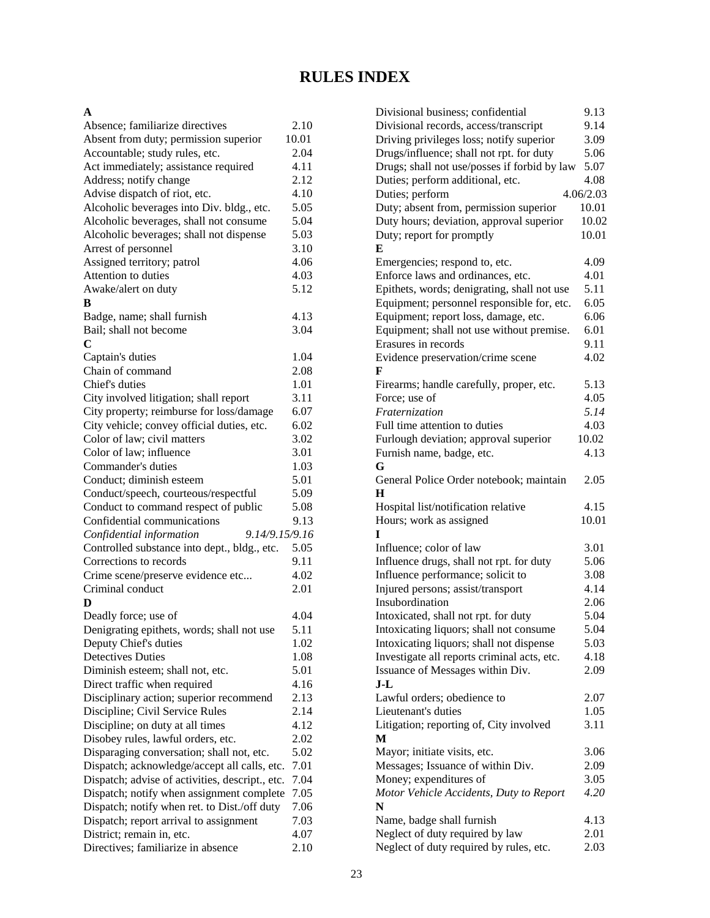# RULES INDEX

**A**

| | |
|---|---|
| Absence; familiarize directives | 2.10 |
| Absent from duty; permission superior | 10.01 |
| Accountable; study rules, etc. | 2.04 |
| Act immediately; assistance required | 4.11 |
| Address; notify change | 2.12 |
| Advise dispatch of riot, etc. | 4.10 |
| Alcoholic beverages into Div. bldg., etc. | 5.05 |
| Alcoholic beverages, shall not consume | 5.04 |
| Alcoholic beverages; shall not dispense | 5.03 |
| Arrest of personnel | 3.10 |
| Assigned territory; patrol | 4.06 |
| Attention to duties | 4.03 |
| Awake/alert on duty | 5.12 |

**B**

| | |
|---|---|
| Badge, name; shall furnish | 4.13 |
| Bail; shall not become | 3.04 |

**C**

| | |
|---|---|
| Captain's duties | 1.04 |
| Chain of command | 2.08 |
| Chief's duties | 1.01 |
| City involved litigation; shall report | 3.11 |
| City property; reimburse for loss/damage | 6.07 |
| City vehicle; convey official duties, etc. | 6.02 |
| Color of law; civil matters | 3.02 |
| Color of law; influence | 3.01 |
| Commander's duties | 1.03 |
| Conduct; diminish esteem | 5.01 |
| Conduct/speech, courteous/respectful | 5.09 |
| Conduct to command respect of public | 5.08 |
| Confidential communications | 9.13 |
| *Confidential information* | *9.14/9.15/9.16* |
| Controlled substance into dept., bldg., etc. | 5.05 |
| Corrections to records | 9.11 |
| Crime scene/preserve evidence etc... | 4.02 |
| Criminal conduct | 2.01 |

**D**

| | |
|---|---|
| Deadly force; use of | 4.04 |
| Denigrating epithets, words; shall not use | 5.11 |
| Deputy Chief's duties | 1.02 |
| Detectives Duties | 1.08 |
| Diminish esteem; shall not, etc. | 5.01 |
| Direct traffic when required | 4.16 |
| Disciplinary action; superior recommend | 2.13 |
| Discipline; Civil Service Rules | 2.14 |
| Discipline; on duty at all times | 4.12 |
| Disobey rules, lawful orders, etc. | 2.02 |
| Disparaging conversation; shall not, etc. | 5.02 |
| Dispatch; acknowledge/accept all calls, etc. | 7.01 |
| Dispatch; advise of activities, descript., etc. | 7.04 |
| Dispatch; notify when assignment complete | 7.05 |
| Dispatch; notify when ret. to Dist./off duty | 7.06 |
| Dispatch; report arrival to assignment | 7.03 |
| District; remain in, etc. | 4.07 |
| Directives; familiarize in absence | 2.10 |
| Divisional business; confidential | 9.13 |
| Divisional records, access/transcript | 9.14 |
| Driving privileges loss; notify superior | 3.09 |
| Drugs/influence; shall not rpt. for duty | 5.06 |
| Drugs; shall not use/posses if forbid by law | 5.07 |
| Duties; perform additional, etc. | 4.08 |
| Duties; perform | 4.06/2.03 |
| Duty; absent from, permission superior | 10.01 |
| Duty hours; deviation, approval superior | 10.02 |
| Duty; report for promptly | 10.01 |

**E**

| | |
|---|---|
| Emergencies; respond to, etc. | 4.09 |
| Enforce laws and ordinances, etc. | 4.01 |
| Epithets, words; denigrating, shall not use | 5.11 |
| Equipment; personnel responsible for, etc. | 6.05 |
| Equipment; report loss, damage, etc. | 6.06 |
| Equipment; shall not use without premise. | 6.01 |
| Erasures in records | 9.11 |
| Evidence preservation/crime scene | 4.02 |

**F**

| | |
|---|---|
| Firearms; handle carefully, proper, etc. | 5.13 |
| Force; use of | 4.05 |
| *Fraternization* | *5.14* |
| Full time attention to duties | 4.03 |
| Furlough deviation; approval superior | 10.02 |
| Furnish name, badge, etc. | 4.13 |

**G**

| | |
|---|---|
| General Police Order notebook; maintain | 2.05 |

**H**

| | |
|---|---|
| Hospital list/notification relative | 4.15 |
| Hours; work as assigned | 10.01 |

**I**

| | |
|---|---|
| Influence; color of law | 3.01 |
| Influence drugs, shall not rpt. for duty | 5.06 |
| Influence performance; solicit to | 3.08 |
| Injured persons; assist/transport | 4.14 |
| Insubordination | 2.06 |
| Intoxicated, shall not rpt. for duty | 5.04 |
| Intoxicating liquors; shall not consume | 5.04 |
| Intoxicating liquors; shall not dispense | 5.03 |
| Investigate all reports criminal acts, etc. | 4.18 |
| Issuance of Messages within Div. | 2.09 |

**J-L**

| | |
|---|---|
| Lawful orders; obedience to | 2.07 |
| Lieutenant's duties | 1.05 |
| Litigation; reporting of, City involved | 3.11 |

**M**

| | |
|---|---|
| Mayor; initiate visits, etc. | 3.06 |
| Messages; Issuance of within Div. | 2.09 |
| Money; expenditures of | 3.05 |
| *Motor Vehicle Accidents, Duty to Report* | *4.20* |

**N**

| | |
|---|---|
| Name, badge shall furnish | 4.13 |
| Neglect of duty required by law | 2.01 |
| Neglect of duty required by rules, etc. | 2.03 |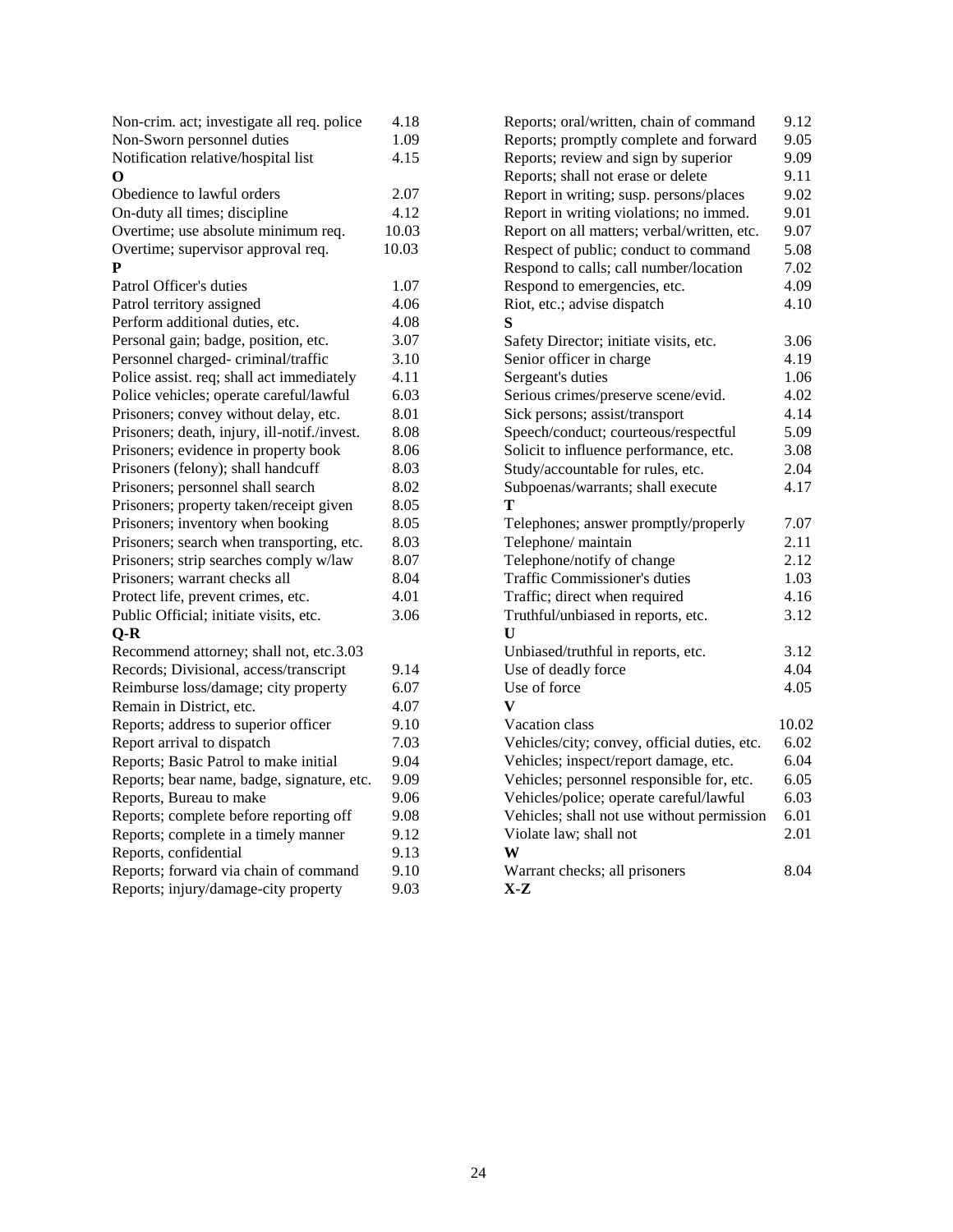| | |
|---|---|
| Non-crim. act; investigate all req. police | 4.18 |
| Non-Sworn personnel duties | 1.09 |
| Notification relative/hospital list | 4.15 |
| **O** | |
| Obedience to lawful orders | 2.07 |
| On-duty all times; discipline | 4.12 |
| Overtime; use absolute minimum req. | 10.03 |
| Overtime; supervisor approval req. | 10.03 |
| **P** | |
| Patrol Officer's duties | 1.07 |
| Patrol territory assigned | 4.06 |
| Perform additional duties, etc. | 4.08 |
| Personal gain; badge, position, etc. | 3.07 |
| Personnel charged- criminal/traffic | 3.10 |
| Police assist. req; shall act immediately | 4.11 |
| Police vehicles; operate careful/lawful | 6.03 |
| Prisoners; convey without delay, etc. | 8.01 |
| Prisoners; death, injury, ill-notif./invest. | 8.08 |
| Prisoners; evidence in property book | 8.06 |
| Prisoners (felony); shall handcuff | 8.03 |
| Prisoners; personnel shall search | 8.02 |
| Prisoners; property taken/receipt given | 8.05 |
| Prisoners; inventory when booking | 8.05 |
| Prisoners; search when transporting, etc. | 8.03 |
| Prisoners; strip searches comply w/law | 8.07 |
| Prisoners; warrant checks all | 8.04 |
| Protect life, prevent crimes, etc. | 4.01 |
| Public Official; initiate visits, etc. | 3.06 |
| **Q-R** | |
| Recommend attorney; shall not, etc. | 3.03 |
| Records; Divisional, access/transcript | 9.14 |
| Reimburse loss/damage; city property | 6.07 |
| Remain in District, etc. | 4.07 |
| Reports; address to superior officer | 9.10 |
| Report arrival to dispatch | 7.03 |
| Reports; Basic Patrol to make initial | 9.04 |
| Reports; bear name, badge, signature, etc. | 9.09 |
| Reports, Bureau to make | 9.06 |
| Reports; complete before reporting off | 9.08 |
| Reports; complete in a timely manner | 9.12 |
| Reports, confidential | 9.13 |
| Reports; forward via chain of command | 9.10 |
| Reports; injury/damage-city property | 9.03 |
| Reports; oral/written, chain of command | 9.12 |
| Reports; promptly complete and forward | 9.05 |
| Reports; review and sign by superior | 9.09 |
| Reports; shall not erase or delete | 9.11 |
| Report in writing; susp. persons/places | 9.02 |
| Report in writing violations; no immed. | 9.01 |
| Report on all matters; verbal/written, etc. | 9.07 |
| Respect of public; conduct to command | 5.08 |
| Respond to calls; call number/location | 7.02 |
| Respond to emergencies, etc. | 4.09 |
| Riot, etc.; advise dispatch | 4.10 |
| **S** | |
| Safety Director; initiate visits, etc. | 3.06 |
| Senior officer in charge | 4.19 |
| Sergeant's duties | 1.06 |
| Serious crimes/preserve scene/evid. | 4.02 |
| Sick persons; assist/transport | 4.14 |
| Speech/conduct; courteous/respectful | 5.09 |
| Solicit to influence performance, etc. | 3.08 |
| Study/accountable for rules, etc. | 2.04 |
| Subpoenas/warrants; shall execute | 4.17 |
| **T** | |
| Telephones; answer promptly/properly | 7.07 |
| Telephone/ maintain | 2.11 |
| Telephone/notify of change | 2.12 |
| Traffic Commissioner's duties | 1.03 |
| Traffic; direct when required | 4.16 |
| Truthful/unbiased in reports, etc. | 3.12 |
| **U** | |
| Unbiased/truthful in reports, etc. | 3.12 |
| Use of deadly force | 4.04 |
| Use of force | 4.05 |
| **V** | |
| Vacation class | 10.02 |
| Vehicles/city; convey, official duties, etc. | 6.02 |
| Vehicles; inspect/report damage, etc. | 6.04 |
| Vehicles; personnel responsible for, etc. | 6.05 |
| Vehicles/police; operate careful/lawful | 6.03 |
| Vehicles; shall not use without permission | 6.01 |
| Violate law; shall not | 2.01 |
| **W** | |
| Warrant checks; all prisoners | 8.04 |
| **X-Z** | |